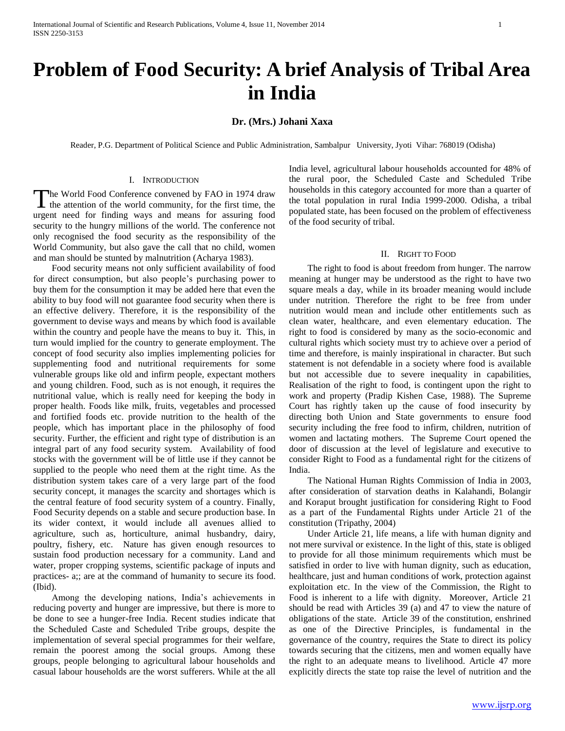# Problem of Food Security: A brief Analysis of Tribal Area in India

**Dr. (Mrs.) Johani Xaxa**

Reader, P.G. Department of Political Science and Public Administration, Sambalpur University, Jyoti Vihar: 768019 (Odisha)

## I. Introduction

The World Food Conference convened by FAO in 1974 draw the attention of the world community, for the first time, the urgent need for finding ways and means for assuring food security to the hungry millions of the world. The conference not only recognised the food security as the responsibility of the World Community, but also gave the call that no child, women and man should be stunted by malnutrition (Acharya 1983).

Food security means not only sufficient availability of food for direct consumption, but also people's purchasing power to buy them for the consumption it may be added here that even the ability to buy food will not guarantee food security when there is an effective delivery. Therefore, it is the responsibility of the government to devise ways and means by which food is available within the country and people have the means to buy it. This, in turn would implied for the country to generate employment. The concept of food security also implies implementing policies for supplementing food and nutritional requirements for some vulnerable groups like old and infirm people, expectant mothers and young children. Food, such as is not enough, it requires the nutritional value, which is really need for keeping the body in proper health. Foods like milk, fruits, vegetables and processed and fortified foods etc. provide nutrition to the health of the people, which has important place in the philosophy of food security. Further, the efficient and right type of distribution is an integral part of any food security system. Availability of food stocks with the government will be of little use if they cannot be supplied to the people who need them at the right time. As the distribution system takes care of a very large part of the food security concept, it manages the scarcity and shortages which is the central feature of food security system of a country. Finally, Food Security depends on a stable and secure production base. In its wider context, it would include all avenues allied to agriculture, such as, horticulture, animal husbandry, dairy, poultry, fishery, etc. Nature has given enough resources to sustain food production necessary for a community. Land and water, proper cropping systems, scientific package of inputs and practices- a;; are at the command of humanity to secure its food. (Ibid).

Among the developing nations, India's achievements in reducing poverty and hunger are impressive, but there is more to be done to see a hunger-free India. Recent studies indicate that the Scheduled Caste and Scheduled Tribe groups, despite the implementation of several special programmes for their welfare, remain the poorest among the social groups. Among these groups, people belonging to agricultural labour households and casual labour households are the worst sufferers. While at the all India level, agricultural labour households accounted for 48% of the rural poor, the Scheduled Caste and Scheduled Tribe households in this category accounted for more than a quarter of the total population in rural India 1999-2000. Odisha, a tribal populated state, has been focused on the problem of effectiveness of the food security of tribal.

## II. Right to Food

The right to food is about freedom from hunger. The narrow meaning at hunger may be understood as the right to have two square meals a day, while in its broader meaning would include under nutrition. Therefore the right to be free from under nutrition would mean and include other entitlements such as clean water, healthcare, and even elementary education. The right to food is considered by many as the socio-economic and cultural rights which society must try to achieve over a period of time and therefore, is mainly inspirational in character. But such statement is not defendable in a society where food is available but not accessible due to severe inequality in capabilities, Realisation of the right to food, is contingent upon the right to work and property (Pradip Kishen Case, 1988). The Supreme Court has rightly taken up the cause of food insecurity by directing both Union and State governments to ensure food security including the free food to infirm, children, nutrition of women and lactating mothers. The Supreme Court opened the door of discussion at the level of legislature and executive to consider Right to Food as a fundamental right for the citizens of India.

The National Human Rights Commission of India in 2003, after consideration of starvation deaths in Kalahandi, Bolangir and Koraput brought justification for considering Right to Food as a part of the Fundamental Rights under Article 21 of the constitution (Tripathy, 2004)

Under Article 21, life means, a life with human dignity and not mere survival or existence. In the light of this, state is obliged to provide for all those minimum requirements which must be satisfied in order to live with human dignity, such as education, healthcare, just and human conditions of work, protection against exploitation etc. In the view of the Commission, the Right to Food is inherent to a life with dignity. Moreover, Article 21 should be read with Articles 39 (a) and 47 to view the nature of obligations of the state. Article 39 of the constitution, enshrined as one of the Directive Principles, is fundamental in the governance of the country, requires the State to direct its policy towards securing that the citizens, men and women equally have the right to an adequate means to livelihood. Article 47 more explicitly directs the state top raise the level of nutrition and the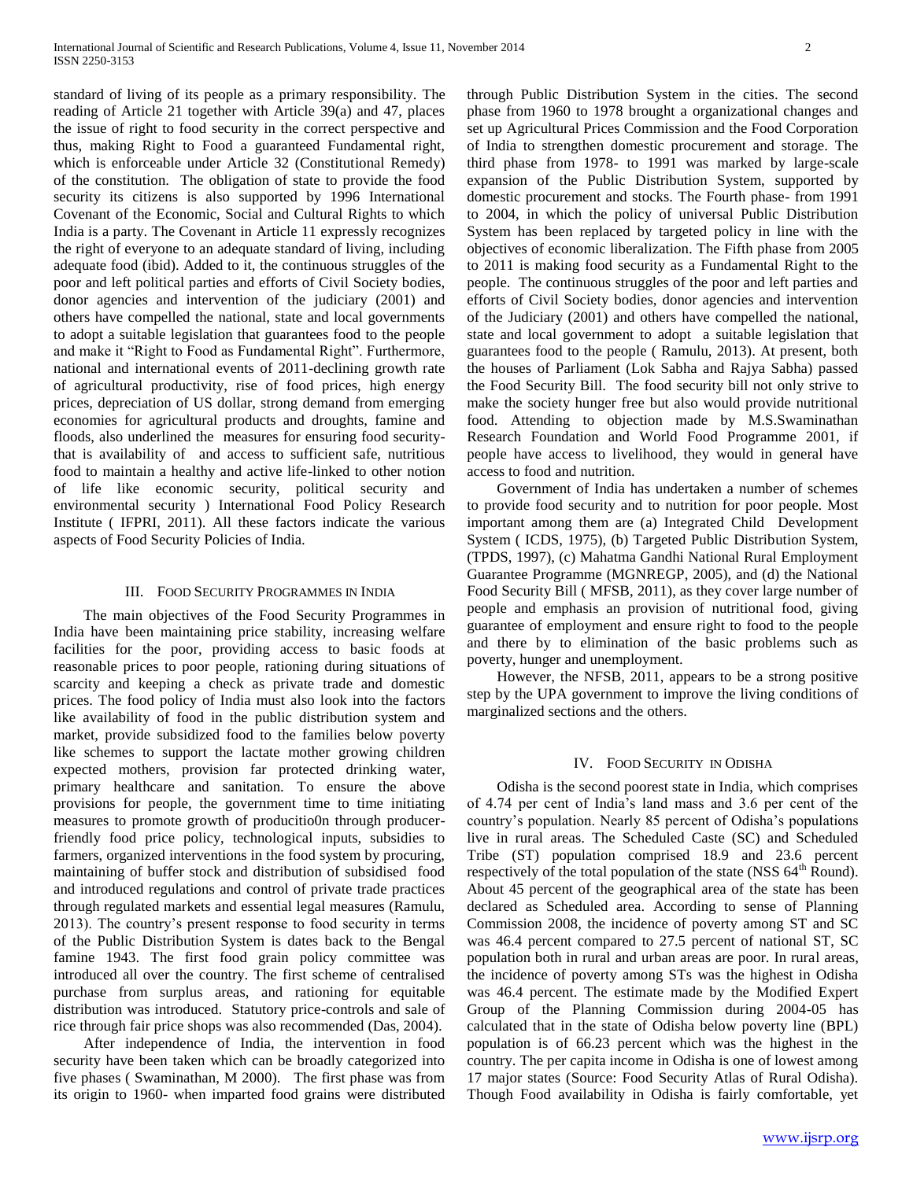standard of living of its people as a primary responsibility. The reading of Article 21 together with Article 39(a) and 47, places the issue of right to food security in the correct perspective and thus, making Right to Food a guaranteed Fundamental right, which is enforceable under Article 32 (Constitutional Remedy) of the constitution. The obligation of state to provide the food security its citizens is also supported by 1996 International Covenant of the Economic, Social and Cultural Rights to which India is a party. The Covenant in Article 11 expressly recognizes the right of everyone to an adequate standard of living, including adequate food (ibid). Added to it, the continuous struggles of the poor and left political parties and efforts of Civil Society bodies, donor agencies and intervention of the judiciary (2001) and others have compelled the national, state and local governments to adopt a suitable legislation that guarantees food to the people and make it "Right to Food as Fundamental Right". Furthermore, national and international events of 2011-declining growth rate of agricultural productivity, rise of food prices, high energy prices, depreciation of US dollar, strong demand from emerging economies for agricultural products and droughts, famine and floods, also underlined the measures for ensuring food security-that is availability of and access to sufficient safe, nutritious food to maintain a healthy and active life-linked to other notion of life like economic security, political security and environmental security ) International Food Policy Research Institute ( IFPRI, 2011). All these factors indicate the various aspects of Food Security Policies of India.

## III. Food Security Programmes in India

The main objectives of the Food Security Programmes in India have been maintaining price stability, increasing welfare facilities for the poor, providing access to basic foods at reasonable prices to poor people, rationing during situations of scarcity and keeping a check as private trade and domestic prices. The food policy of India must also look into the factors like availability of food in the public distribution system and market, provide subsidized food to the families below poverty like schemes to support the lactate mother growing children expected mothers, provision far protected drinking water, primary healthcare and sanitation. To ensure the above provisions for people, the government time to time initiating measures to promote growth of producitio0n through producer-friendly food price policy, technological inputs, subsidies to farmers, organized interventions in the food system by procuring, maintaining of buffer stock and distribution of subsidised food and introduced regulations and control of private trade practices through regulated markets and essential legal measures (Ramulu, 2013). The country's present response to food security in terms of the Public Distribution System is dates back to the Bengal famine 1943. The first food grain policy committee was introduced all over the country. The first scheme of centralised purchase from surplus areas, and rationing for equitable distribution was introduced. Statutory price-controls and sale of rice through fair price shops was also recommended (Das, 2004).

After independence of India, the intervention in food security have been taken which can be broadly categorized into five phases ( Swaminathan, M 2000). The first phase was from its origin to 1960- when imparted food grains were distributed through Public Distribution System in the cities. The second phase from 1960 to 1978 brought a organizational changes and set up Agricultural Prices Commission and the Food Corporation of India to strengthen domestic procurement and storage. The third phase from 1978- to 1991 was marked by large-scale expansion of the Public Distribution System, supported by domestic procurement and stocks. The Fourth phase- from 1991 to 2004, in which the policy of universal Public Distribution System has been replaced by targeted policy in line with the objectives of economic liberalization. The Fifth phase from 2005 to 2011 is making food security as a Fundamental Right to the people. The continuous struggles of the poor and left parties and efforts of Civil Society bodies, donor agencies and intervention of the Judiciary (2001) and others have compelled the national, state and local government to adopt a suitable legislation that guarantees food to the people ( Ramulu, 2013). At present, both the houses of Parliament (Lok Sabha and Rajya Sabha) passed the Food Security Bill. The food security bill not only strive to make the society hunger free but also would provide nutritional food. Attending to objection made by M.S.Swaminathan Research Foundation and World Food Programme 2001, if people have access to livelihood, they would in general have access to food and nutrition.

Government of India has undertaken a number of schemes to provide food security and to nutrition for poor people. Most important among them are (a) Integrated Child Development System ( ICDS, 1975), (b) Targeted Public Distribution System, (TPDS, 1997), (c) Mahatma Gandhi National Rural Employment Guarantee Programme (MGNREGP, 2005), and (d) the National Food Security Bill ( MFSB, 2011), as they cover large number of people and emphasis an provision of nutritional food, giving guarantee of employment and ensure right to food to the people and there by to elimination of the basic problems such as poverty, hunger and unemployment.

However, the NFSB, 2011, appears to be a strong positive step by the UPA government to improve the living conditions of marginalized sections and the others.

## IV. Food Security in Odisha

Odisha is the second poorest state in India, which comprises of 4.74 per cent of India's land mass and 3.6 per cent of the country's population. Nearly 85 percent of Odisha's populations live in rural areas. The Scheduled Caste (SC) and Scheduled Tribe (ST) population comprised 18.9 and 23.6 percent respectively of the total population of the state (NSS 64th Round). About 45 percent of the geographical area of the state has been declared as Scheduled area. According to sense of Planning Commission 2008, the incidence of poverty among ST and SC was 46.4 percent compared to 27.5 percent of national ST, SC population both in rural and urban areas are poor. In rural areas, the incidence of poverty among STs was the highest in Odisha was 46.4 percent. The estimate made by the Modified Expert Group of the Planning Commission during 2004-05 has calculated that in the state of Odisha below poverty line (BPL) population is of 66.23 percent which was the highest in the country. The per capita income in Odisha is one of lowest among 17 major states (Source: Food Security Atlas of Rural Odisha). Though Food availability in Odisha is fairly comfortable, yet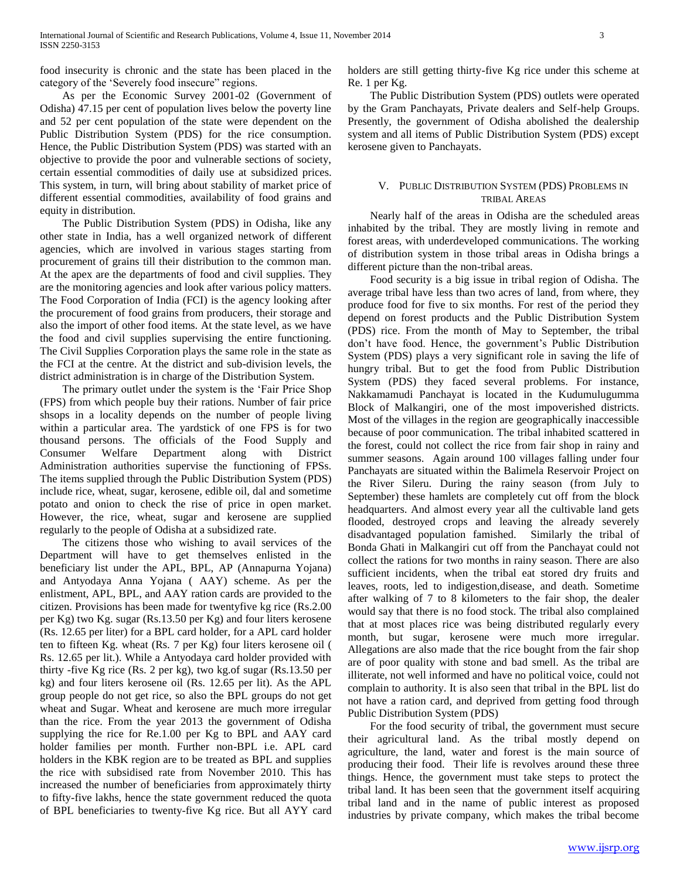food insecurity is chronic and the state has been placed in the category of the 'Severely food insecure" regions.

As per the Economic Survey 2001-02 (Government of Odisha) 47.15 per cent of population lives below the poverty line and 52 per cent population of the state were dependent on the Public Distribution System (PDS) for the rice consumption. Hence, the Public Distribution System (PDS) was started with an objective to provide the poor and vulnerable sections of society, certain essential commodities of daily use at subsidized prices. This system, in turn, will bring about stability of market price of different essential commodities, availability of food grains and equity in distribution.

The Public Distribution System (PDS) in Odisha, like any other state in India, has a well organized network of different agencies, which are involved in various stages starting from procurement of grains till their distribution to the common man. At the apex are the departments of food and civil supplies. They are the monitoring agencies and look after various policy matters. The Food Corporation of India (FCI) is the agency looking after the procurement of food grains from producers, their storage and also the import of other food items. At the state level, as we have the food and civil supplies supervising the entire functioning. The Civil Supplies Corporation plays the same role in the state as the FCI at the centre. At the district and sub-division levels, the district administration is in charge of the Distribution System.

The primary outlet under the system is the 'Fair Price Shop (FPS) from which people buy their rations. Number of fair price shsops in a locality depends on the number of people living within a particular area. The yardstick of one FPS is for two thousand persons. The officials of the Food Supply and Consumer Welfare Department along with District Administration authorities supervise the functioning of FPSs. The items supplied through the Public Distribution System (PDS) include rice, wheat, sugar, kerosene, edible oil, dal and sometime potato and onion to check the rise of price in open market. However, the rice, wheat, sugar and kerosene are supplied regularly to the people of Odisha at a subsidized rate.

The citizens those who wishing to avail services of the Department will have to get themselves enlisted in the beneficiary list under the APL, BPL, AP (Annapurna Yojana) and Antyodaya Anna Yojana ( AAY) scheme. As per the enlistment, APL, BPL, and AAY ration cards are provided to the citizen. Provisions has been made for twentyfive kg rice (Rs.2.00 per Kg) two Kg. sugar (Rs.13.50 per Kg) and four liters kerosene (Rs. 12.65 per liter) for a BPL card holder, for a APL card holder ten to fifteen Kg. wheat (Rs. 7 per Kg) four liters kerosene oil ( Rs. 12.65 per lit.). While a Antyodaya card holder provided with thirty -five Kg rice (Rs. 2 per kg), two kg.of sugar (Rs.13.50 per kg) and four liters kerosene oil (Rs. 12.65 per lit). As the APL group people do not get rice, so also the BPL groups do not get wheat and Sugar. Wheat and kerosene are much more irregular than the rice. From the year 2013 the government of Odisha supplying the rice for Re.1.00 per Kg to BPL and AAY card holder families per month. Further non-BPL i.e. APL card holders in the KBK region are to be treated as BPL and supplies the rice with subsidised rate from November 2010. This has increased the number of beneficiaries from approximately thirty to fifty-five lakhs, hence the state government reduced the quota of BPL beneficiaries to twenty-five Kg rice. But all AYY card holders are still getting thirty-five Kg rice under this scheme at Re. 1 per Kg.

The Public Distribution System (PDS) outlets were operated by the Gram Panchayats, Private dealers and Self-help Groups. Presently, the government of Odisha abolished the dealership system and all items of Public Distribution System (PDS) except kerosene given to Panchayats.

## V. Public Distribution System (PDS) Problems in tribal Areas

Nearly half of the areas in Odisha are the scheduled areas inhabited by the tribal. They are mostly living in remote and forest areas, with underdeveloped communications. The working of distribution system in those tribal areas in Odisha brings a different picture than the non-tribal areas.

Food security is a big issue in tribal region of Odisha. The average tribal have less than two acres of land, from where, they produce food for five to six months. For rest of the period they depend on forest products and the Public Distribution System (PDS) rice. From the month of May to September, the tribal don't have food. Hence, the government's Public Distribution System (PDS) plays a very significant role in saving the life of hungry tribal. But to get the food from Public Distribution System (PDS) they faced several problems. For instance, Nakkamamudi Panchayat is located in the Kudumulugumma Block of Malkangiri, one of the most impoverished districts. Most of the villages in the region are geographically inaccessible because of poor communication. The tribal inhabited scattered in the forest, could not collect the rice from fair shop in rainy and summer seasons. Again around 100 villages falling under four Panchayats are situated within the Balimela Reservoir Project on the River Sileru. During the rainy season (from July to September) these hamlets are completely cut off from the block headquarters. And almost every year all the cultivable land gets flooded, destroyed crops and leaving the already severely disadvantaged population famished. Similarly the tribal of Bonda Ghati in Malkangiri cut off from the Panchayat could not collect the rations for two months in rainy season. There are also sufficient incidents, when the tribal eat stored dry fruits and leaves, roots, led to indigestion,disease, and death. Sometime after walking of 7 to 8 kilometers to the fair shop, the dealer would say that there is no food stock. The tribal also complained that at most places rice was being distributed regularly every month, but sugar, kerosene were much more irregular. Allegations are also made that the rice bought from the fair shop are of poor quality with stone and bad smell. As the tribal are illiterate, not well informed and have no political voice, could not complain to authority. It is also seen that tribal in the BPL list do not have a ration card, and deprived from getting food through Public Distribution System (PDS)

For the food security of tribal, the government must secure their agricultural land. As the tribal mostly depend on agriculture, the land, water and forest is the main source of producing their food. Their life is revolves around these three things. Hence, the government must take steps to protect the tribal land. It has been seen that the government itself acquiring tribal land and in the name of public interest as proposed industries by private company, which makes the tribal become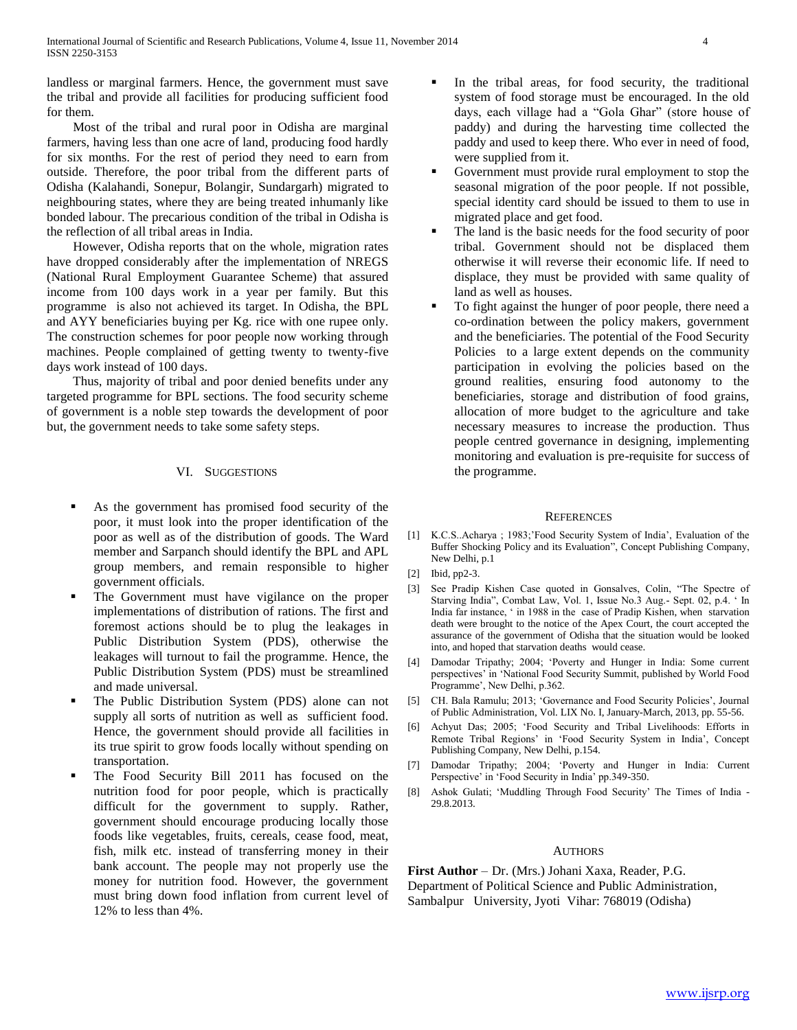landless or marginal farmers. Hence, the government must save the tribal and provide all facilities for producing sufficient food for them.

Most of the tribal and rural poor in Odisha are marginal farmers, having less than one acre of land, producing food hardly for six months. For the rest of period they need to earn from outside. Therefore, the poor tribal from the different parts of Odisha (Kalahandi, Sonepur, Bolangir, Sundargarh) migrated to neighbouring states, where they are being treated inhumanly like bonded labour. The precarious condition of the tribal in Odisha is the reflection of all tribal areas in India.

However, Odisha reports that on the whole, migration rates have dropped considerably after the implementation of NREGS (National Rural Employment Guarantee Scheme) that assured income from 100 days work in a year per family. But this programme is also not achieved its target. In Odisha, the BPL and AYY beneficiaries buying per Kg. rice with one rupee only. The construction schemes for poor people now working through machines. People complained of getting twenty to twenty-five days work instead of 100 days.

Thus, majority of tribal and poor denied benefits under any targeted programme for BPL sections. The food security scheme of government is a noble step towards the development of poor but, the government needs to take some safety steps.

## VI. Suggestions

- As the government has promised food security of the poor, it must look into the proper identification of the poor as well as of the distribution of goods. The Ward member and Sarpanch should identify the BPL and APL group members, and remain responsible to higher government officials.
- The Government must have vigilance on the proper implementations of distribution of rations. The first and foremost actions should be to plug the leakages in Public Distribution System (PDS), otherwise the leakages will turnout to fail the programme. Hence, the Public Distribution System (PDS) must be streamlined and made universal.
- The Public Distribution System (PDS) alone can not supply all sorts of nutrition as well as sufficient food. Hence, the government should provide all facilities in its true spirit to grow foods locally without spending on transportation.
- The Food Security Bill 2011 has focused on the nutrition food for poor people, which is practically difficult for the government to supply. Rather, government should encourage producing locally those foods like vegetables, fruits, cereals, cease food, meat, fish, milk etc. instead of transferring money in their bank account. The people may not properly use the money for nutrition food. However, the government must bring down food inflation from current level of 12% to less than 4%.
- In the tribal areas, for food security, the traditional system of food storage must be encouraged. In the old days, each village had a "Gola Ghar" (store house of paddy) and during the harvesting time collected the paddy and used to keep there. Who ever in need of food, were supplied from it.
- Government must provide rural employment to stop the seasonal migration of the poor people. If not possible, special identity card should be issued to them to use in migrated place and get food.
- The land is the basic needs for the food security of poor tribal. Government should not be displaced them otherwise it will reverse their economic life. If need to displace, they must be provided with same quality of land as well as houses.
- To fight against the hunger of poor people, there need a co-ordination between the policy makers, government and the beneficiaries. The potential of the Food Security Policies to a large extent depends on the community participation in evolving the policies based on the ground realities, ensuring food autonomy to the beneficiaries, storage and distribution of food grains, allocation of more budget to the agriculture and take necessary measures to increase the production. Thus people centred governance in designing, implementing monitoring and evaluation is pre-requisite for success of the programme.

## References

[1] K.C.S..Acharya ; 1983;'Food Security System of India', Evaluation of the Buffer Shocking Policy and its Evaluation", Concept Publishing Company, New Delhi, p.1

[2] Ibid, pp2-3.

[3] See Pradip Kishen Case quoted in Gonsalves, Colin, "The Spectre of Starving India", Combat Law, Vol. 1, Issue No.3 Aug.- Sept. 02, p.4. ' In India far instance, ' in 1988 in the case of Pradip Kishen, when starvation death were brought to the notice of the Apex Court, the court accepted the assurance of the government of Odisha that the situation would be looked into, and hoped that starvation deaths would cease.

[4] Damodar Tripathy; 2004; 'Poverty and Hunger in India: Some current perspectives' in 'National Food Security Summit, published by World Food Programme', New Delhi, p.362.

[5] CH. Bala Ramulu; 2013; 'Governance and Food Security Policies', Journal of Public Administration, Vol. LIX No. I, January-March, 2013, pp. 55-56.

[6] Achyut Das; 2005; 'Food Security and Tribal Livelihoods: Efforts in Remote Tribal Regions' in 'Food Security System in India', Concept Publishing Company, New Delhi, p.154.

[7] Damodar Tripathy; 2004; 'Poverty and Hunger in India: Current Perspective' in 'Food Security in India' pp.349-350.

[8] Ashok Gulati; 'Muddling Through Food Security' The Times of India - 29.8.2013.

## Authors

**First Author** – Dr. (Mrs.) Johani Xaxa, Reader, P.G. Department of Political Science and Public Administration, Sambalpur University, Jyoti Vihar: 768019 (Odisha)